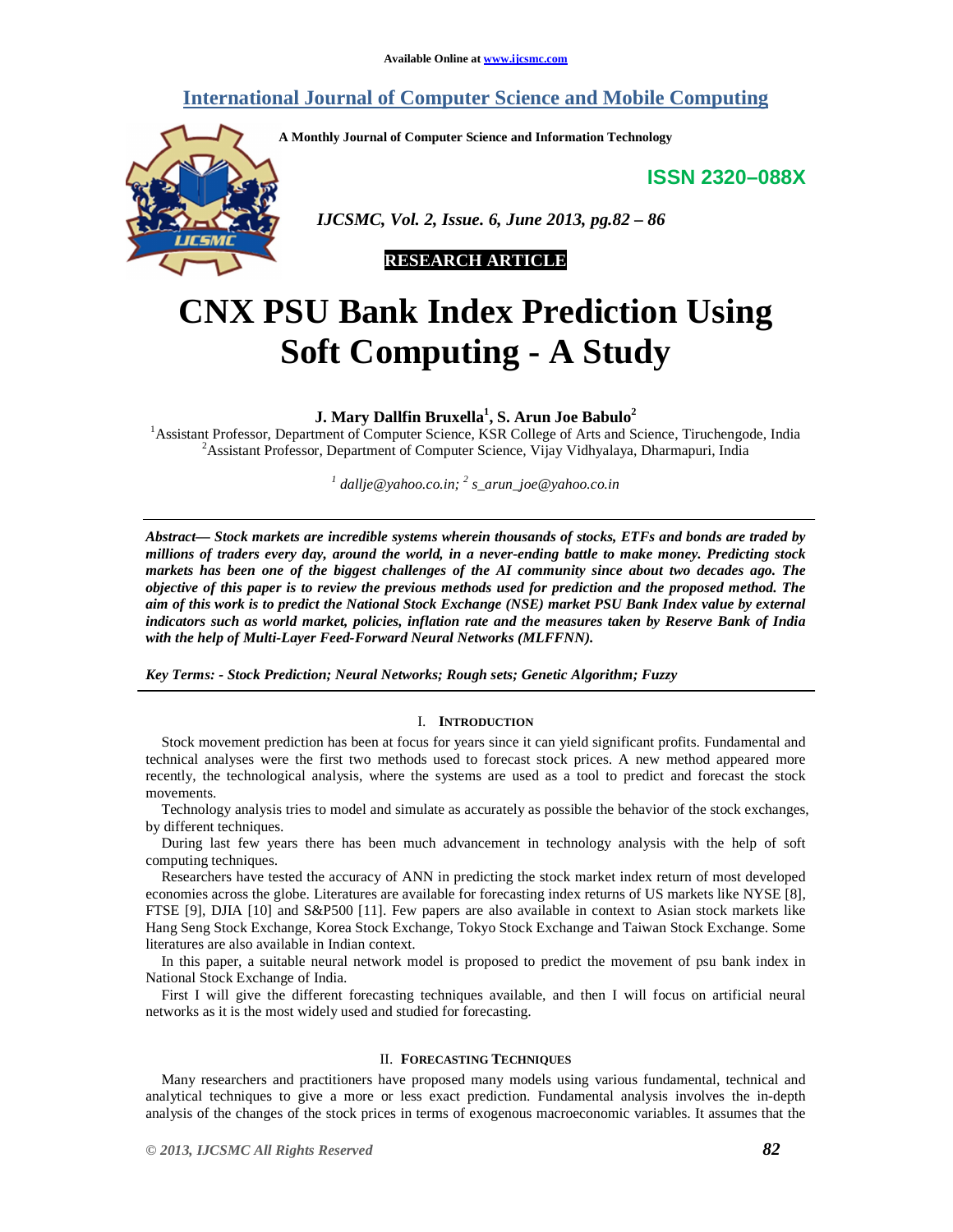Available Online at www.ijcsmc.com

# International Journal of Computer Science and Mobile Computing

A Monthly Journal of Computer Science and Information Technology

ISSN 2320–088X

*IJCSMC, Vol. 2, Issue. 6, June 2013, pg.82 – 86*

**RESEARCH ARTICLE**

# CNX PSU Bank Index Prediction Using Soft Computing - A Study

**J. Mary Dallfin Bruxella[1], S. Arun Joe Babulo[2]**

[1]Assistant Professor, Department of Computer Science, KSR College of Arts and Science, Tiruchengode, India
[2]Assistant Professor, Department of Computer Science, Vijay Vidhyalaya, Dharmapuri, India

*[1] dallje@yahoo.co.in; [2] s_arun_joe@yahoo.co.in*

***Abstract— Stock markets are incredible systems wherein thousands of stocks, ETFs and bonds are traded by millions of traders every day, around the world, in a never-ending battle to make money. Predicting stock markets has been one of the biggest challenges of the AI community since about two decades ago. The objective of this paper is to review the previous methods used for prediction and the proposed method. The aim of this work is to predict the National Stock Exchange (NSE) market PSU Bank Index value by external indicators such as world market, policies, inflation rate and the measures taken by Reserve Bank of India with the help of Multi-Layer Feed-Forward Neural Networks (MLFFNN).***

***Key Terms: - Stock Prediction; Neural Networks; Rough sets; Genetic Algorithm; Fuzzy***

## I. Introduction

Stock movement prediction has been at focus for years since it can yield significant profits. Fundamental and technical analyses were the first two methods used to forecast stock prices. A new method appeared more recently, the technological analysis, where the systems are used as a tool to predict and forecast the stock movements.

Technology analysis tries to model and simulate as accurately as possible the behavior of the stock exchanges, by different techniques.

During last few years there has been much advancement in technology analysis with the help of soft computing techniques.

Researchers have tested the accuracy of ANN in predicting the stock market index return of most developed economies across the globe. Literatures are available for forecasting index returns of US markets like NYSE [8], FTSE [9], DJIA [10] and S&P500 [11]. Few papers are also available in context to Asian stock markets like Hang Seng Stock Exchange, Korea Stock Exchange, Tokyo Stock Exchange and Taiwan Stock Exchange. Some literatures are also available in Indian context.

In this paper, a suitable neural network model is proposed to predict the movement of psu bank index in National Stock Exchange of India.

First I will give the different forecasting techniques available, and then I will focus on artificial neural networks as it is the most widely used and studied for forecasting.

## II. Forecasting Techniques

Many researchers and practitioners have proposed many models using various fundamental, technical and analytical techniques to give a more or less exact prediction. Fundamental analysis involves the in-depth analysis of the changes of the stock prices in terms of exogenous macroeconomic variables. It assumes that the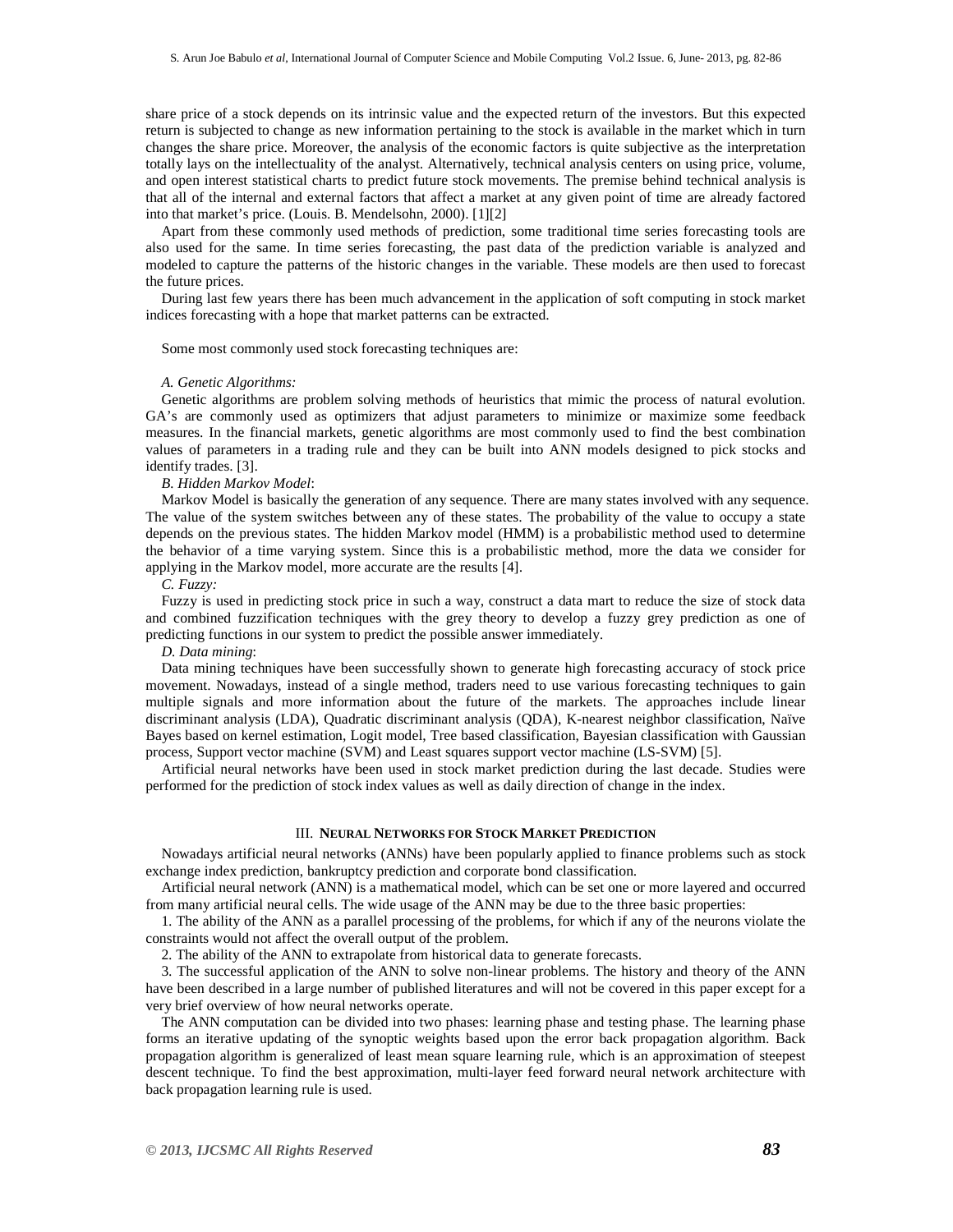share price of a stock depends on its intrinsic value and the expected return of the investors. But this expected return is subjected to change as new information pertaining to the stock is available in the market which in turn changes the share price. Moreover, the analysis of the economic factors is quite subjective as the interpretation totally lays on the intellectuality of the analyst. Alternatively, technical analysis centers on using price, volume, and open interest statistical charts to predict future stock movements. The premise behind technical analysis is that all of the internal and external factors that affect a market at any given point of time are already factored into that market's price. (Louis. B. Mendelsohn, 2000). [1][2]

Apart from these commonly used methods of prediction, some traditional time series forecasting tools are also used for the same. In time series forecasting, the past data of the prediction variable is analyzed and modeled to capture the patterns of the historic changes in the variable. These models are then used to forecast the future prices.

During last few years there has been much advancement in the application of soft computing in stock market indices forecasting with a hope that market patterns can be extracted.

Some most commonly used stock forecasting techniques are:

*A. Genetic Algorithms:*

Genetic algorithms are problem solving methods of heuristics that mimic the process of natural evolution. GA's are commonly used as optimizers that adjust parameters to minimize or maximize some feedback measures. In the financial markets, genetic algorithms are most commonly used to find the best combination values of parameters in a trading rule and they can be built into ANN models designed to pick stocks and identify trades. [3].

*B. Hidden Markov Model*:

Markov Model is basically the generation of any sequence. There are many states involved with any sequence. The value of the system switches between any of these states. The probability of the value to occupy a state depends on the previous states. The hidden Markov model (HMM) is a probabilistic method used to determine the behavior of a time varying system. Since this is a probabilistic method, more the data we consider for applying in the Markov model, more accurate are the results [4].

*C. Fuzzy:*

Fuzzy is used in predicting stock price in such a way, construct a data mart to reduce the size of stock data and combined fuzzification techniques with the grey theory to develop a fuzzy grey prediction as one of predicting functions in our system to predict the possible answer immediately.

*D. Data mining*:

Data mining techniques have been successfully shown to generate high forecasting accuracy of stock price movement. Nowadays, instead of a single method, traders need to use various forecasting techniques to gain multiple signals and more information about the future of the markets. The approaches include linear discriminant analysis (LDA), Quadratic discriminant analysis (QDA), K-nearest neighbor classification, Naïve Bayes based on kernel estimation, Logit model, Tree based classification, Bayesian classification with Gaussian process, Support vector machine (SVM) and Least squares support vector machine (LS-SVM) [5].

Artificial neural networks have been used in stock market prediction during the last decade. Studies were performed for the prediction of stock index values as well as daily direction of change in the index.

## III. Neural Networks for Stock Market Prediction

Nowadays artificial neural networks (ANNs) have been popularly applied to finance problems such as stock exchange index prediction, bankruptcy prediction and corporate bond classification.

Artificial neural network (ANN) is a mathematical model, which can be set one or more layered and occurred from many artificial neural cells. The wide usage of the ANN may be due to the three basic properties:

1. The ability of the ANN as a parallel processing of the problems, for which if any of the neurons violate the constraints would not affect the overall output of the problem.

2. The ability of the ANN to extrapolate from historical data to generate forecasts.

3. The successful application of the ANN to solve non-linear problems. The history and theory of the ANN have been described in a large number of published literatures and will not be covered in this paper except for a very brief overview of how neural networks operate.

The ANN computation can be divided into two phases: learning phase and testing phase. The learning phase forms an iterative updating of the synoptic weights based upon the error back propagation algorithm. Back propagation algorithm is generalized of least mean square learning rule, which is an approximation of steepest descent technique. To find the best approximation, multi-layer feed forward neural network architecture with back propagation learning rule is used.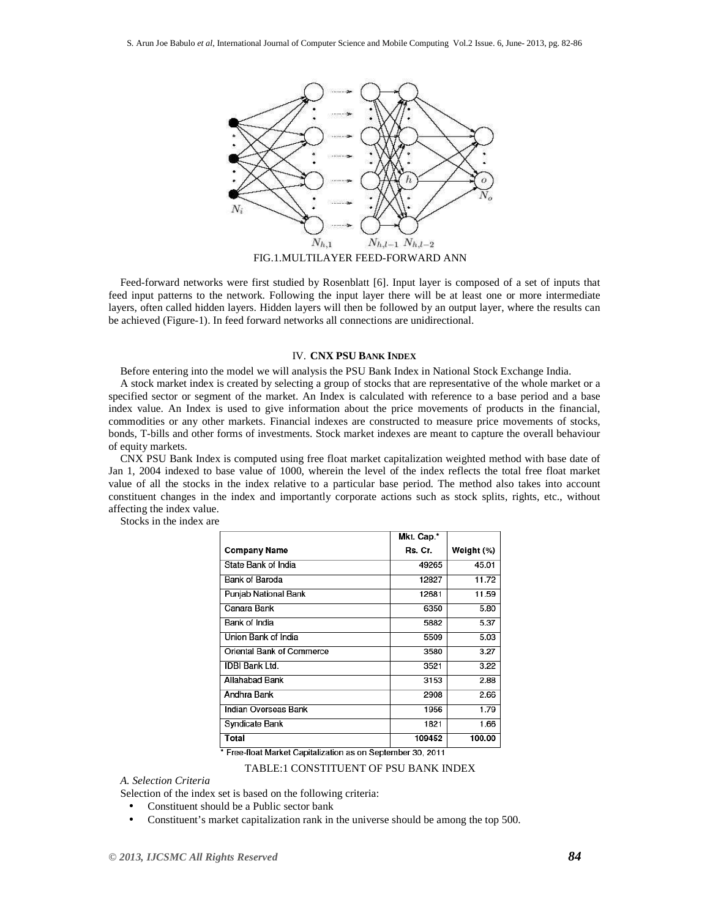FIG.1.MULTILAYER FEED-FORWARD ANN

Feed-forward networks were first studied by Rosenblatt [6]. Input layer is composed of a set of inputs that feed input patterns to the network. Following the input layer there will be at least one or more intermediate layers, often called hidden layers. Hidden layers will then be followed by an output layer, where the results can be achieved (Figure-1). In feed forward networks all connections are unidirectional.

## IV. CNX PSU BANK INDEX

Before entering into the model we will analysis the PSU Bank Index in National Stock Exchange India.

A stock market index is created by selecting a group of stocks that are representative of the whole market or a specified sector or segment of the market. An Index is calculated with reference to a base period and a base index value. An Index is used to give information about the price movements of products in the financial, commodities or any other markets. Financial indexes are constructed to measure price movements of stocks, bonds, T-bills and other forms of investments. Stock market indexes are meant to capture the overall behaviour of equity markets.

CNX PSU Bank Index is computed using free float market capitalization weighted method with base date of Jan 1, 2004 indexed to base value of 1000, wherein the level of the index reflects the total free float market value of all the stocks in the index relative to a particular base period. The method also takes into account constituent changes in the index and importantly corporate actions such as stock splits, rights, etc., without affecting the index value.

Stocks in the index are

| Company Name | Mkt. Cap.* Rs. Cr. | Weight (%) |
|---|---|---|
| State Bank of India | 49265 | 45.01 |
| Bank of Baroda | 12827 | 11.72 |
| Punjab National Bank | 12681 | 11.59 |
| Canara Bank | 6350 | 5.80 |
| Bank of India | 5882 | 5.37 |
| Union Bank of India | 5509 | 5.03 |
| Oriental Bank of Commerce | 3580 | 3.27 |
| IDBI Bank Ltd. | 3521 | 3.22 |
| Allahabad Bank | 3153 | 2.88 |
| Andhra Bank | 2908 | 2.66 |
| Indian Overseas Bank | 1956 | 1.79 |
| Syndicate Bank | 1821 | 1.66 |
| **Total** | **109452** | **100.00** |

\* Free-float Market Capitalization as on September 30, 2011

TABLE:1 CONSTITUENT OF PSU BANK INDEX

### *A. Selection Criteria*

Selection of the index set is based on the following criteria:

- Constituent should be a Public sector bank
- Constituent's market capitalization rank in the universe should be among the top 500.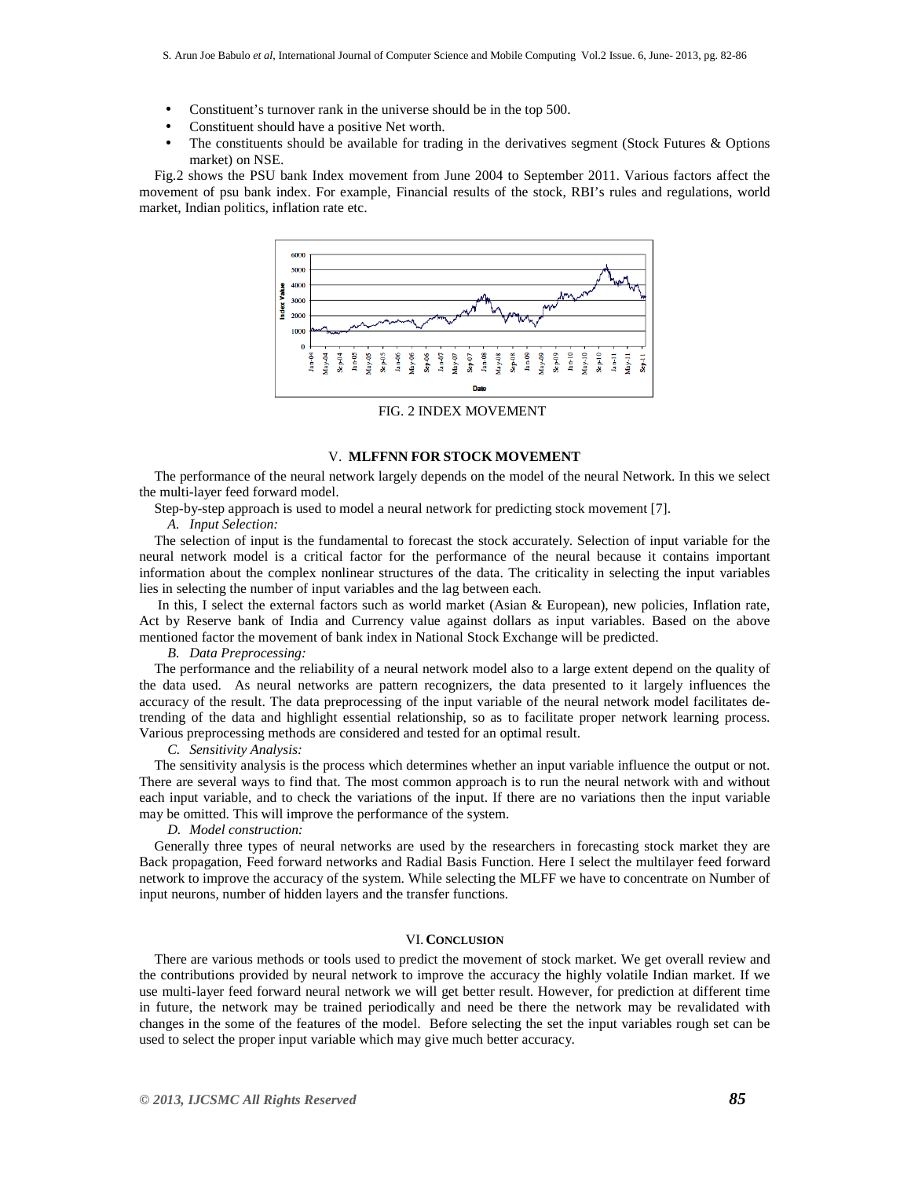- Constituent's turnover rank in the universe should be in the top 500.
- Constituent should have a positive Net worth.
- The constituents should be available for trading in the derivatives segment (Stock Futures & Options market) on NSE.

Fig.2 shows the PSU bank Index movement from June 2004 to September 2011. Various factors affect the movement of psu bank index. For example, Financial results of the stock, RBI's rules and regulations, world market, Indian politics, inflation rate etc.

FIG. 2 INDEX MOVEMENT

## V. MLFFNN FOR STOCK MOVEMENT

The performance of the neural network largely depends on the model of the neural Network. In this we select the multi-layer feed forward model.

Step-by-step approach is used to model a neural network for predicting stock movement [7].

### *A. Input Selection:*

The selection of input is the fundamental to forecast the stock accurately. Selection of input variable for the neural network model is a critical factor for the performance of the neural because it contains important information about the complex nonlinear structures of the data. The criticality in selecting the input variables lies in selecting the number of input variables and the lag between each.

In this, I select the external factors such as world market (Asian & European), new policies, Inflation rate, Act by Reserve bank of India and Currency value against dollars as input variables. Based on the above mentioned factor the movement of bank index in National Stock Exchange will be predicted.

### *B. Data Preprocessing:*

The performance and the reliability of a neural network model also to a large extent depend on the quality of the data used. As neural networks are pattern recognizers, the data presented to it largely influences the accuracy of the result. The data preprocessing of the input variable of the neural network model facilitates de-trending of the data and highlight essential relationship, so as to facilitate proper network learning process. Various preprocessing methods are considered and tested for an optimal result.

### *C. Sensitivity Analysis:*

The sensitivity analysis is the process which determines whether an input variable influence the output or not. There are several ways to find that. The most common approach is to run the neural network with and without each input variable, and to check the variations of the input. If there are no variations then the input variable may be omitted. This will improve the performance of the system.

### *D. Model construction:*

Generally three types of neural networks are used by the researchers in forecasting stock market they are Back propagation, Feed forward networks and Radial Basis Function. Here I select the multilayer feed forward network to improve the accuracy of the system. While selecting the MLFF we have to concentrate on Number of input neurons, number of hidden layers and the transfer functions.

## VI. CONCLUSION

There are various methods or tools used to predict the movement of stock market. We get overall review and the contributions provided by neural network to improve the accuracy the highly volatile Indian market. If we use multi-layer feed forward neural network we will get better result. However, for prediction at different time in future, the network may be trained periodically and need be there the network may be revalidated with changes in the some of the features of the model. Before selecting the set the input variables rough set can be used to select the proper input variable which may give much better accuracy.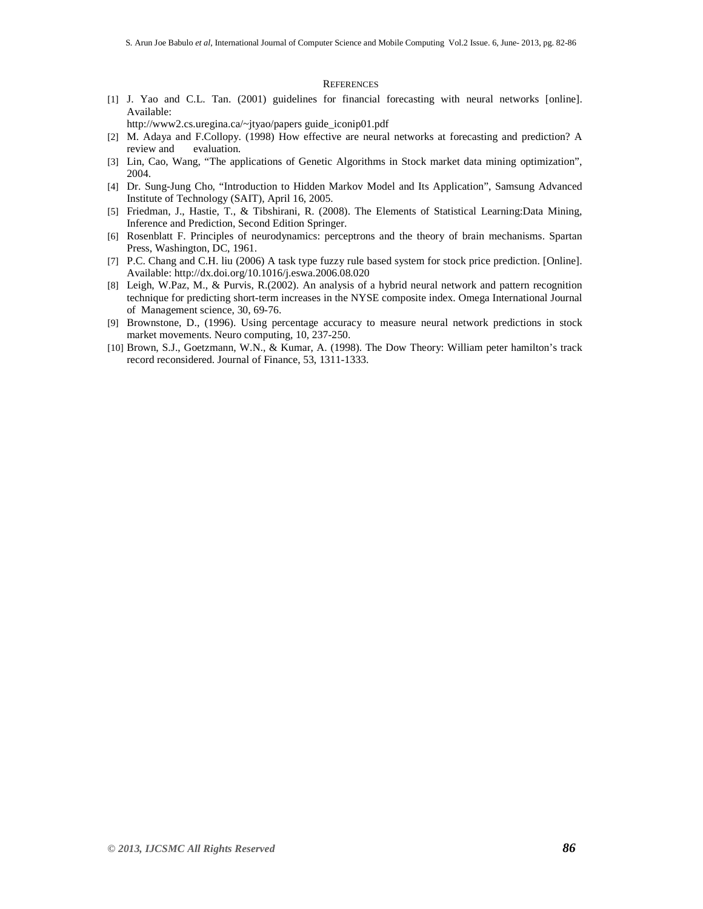## REFERENCES

[1] J. Yao and C.L. Tan. (2001) guidelines for financial forecasting with neural networks [online]. Available:
http://www2.cs.uregina.ca/~jtyao/papers guide_iconip01.pdf

[2] M. Adaya and F.Collopy. (1998) How effective are neural networks at forecasting and prediction? A review and evaluation.

[3] Lin, Cao, Wang, "The applications of Genetic Algorithms in Stock market data mining optimization", 2004.

[4] Dr. Sung-Jung Cho, "Introduction to Hidden Markov Model and Its Application", Samsung Advanced Institute of Technology (SAIT), April 16, 2005.

[5] Friedman, J., Hastie, T., & Tibshirani, R. (2008). The Elements of Statistical Learning:Data Mining, Inference and Prediction, Second Edition Springer.

[6] Rosenblatt F. Principles of neurodynamics: perceptrons and the theory of brain mechanisms. Spartan Press, Washington, DC, 1961.

[7] P.C. Chang and C.H. liu (2006) A task type fuzzy rule based system for stock price prediction. [Online]. Available: http://dx.doi.org/10.1016/j.eswa.2006.08.020

[8] Leigh, W.Paz, M., & Purvis, R.(2002). An analysis of a hybrid neural network and pattern recognition technique for predicting short-term increases in the NYSE composite index. Omega International Journal of Management science, 30, 69-76.

[9] Brownstone, D., (1996). Using percentage accuracy to measure neural network predictions in stock market movements. Neuro computing, 10, 237-250.

[10] Brown, S.J., Goetzmann, W.N., & Kumar, A. (1998). The Dow Theory: William peter hamilton's track record reconsidered. Journal of Finance, 53, 1311-1333.